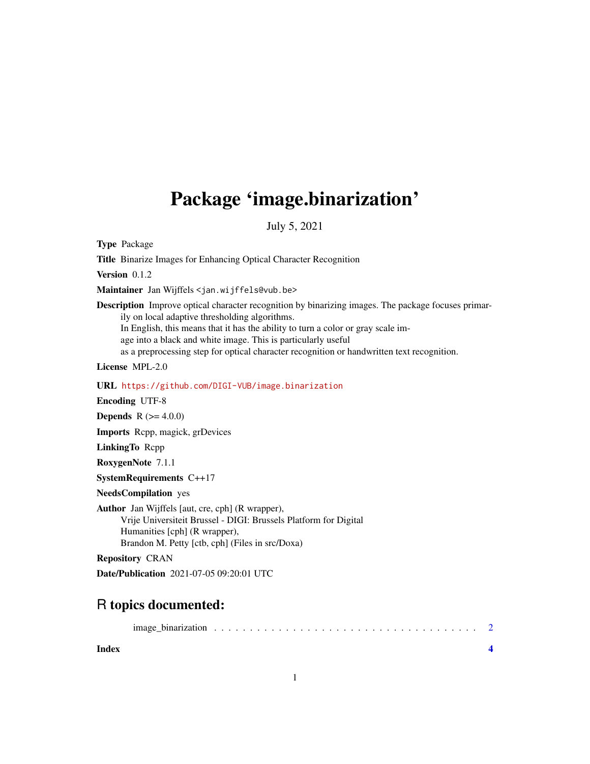# Package 'image.binarization'

July 5, 2021

**Type** Package

**Title** Binarize Images for Enhancing Optical Character Recognition

**Version** 0.1.2

**Maintainer** Jan Wijffels <jan.wijffels@vub.be>

**Description** Improve optical character recognition by binarizing images. The package focuses primarily on local adaptive thresholding algorithms.
In English, this means that it has the ability to turn a color or gray scale image into a black and white image. This is particularly useful as a preprocessing step for optical character recognition or handwritten text recognition.

**License** MPL-2.0

**URL** https://github.com/DIGI-VUB/image.binarization

**Encoding** UTF-8

**Depends** R (>= 4.0.0)

**Imports** Rcpp, magick, grDevices

**LinkingTo** Rcpp

**RoxygenNote** 7.1.1

**SystemRequirements** C++17

**NeedsCompilation** yes

**Author** Jan Wijffels [aut, cre, cph] (R wrapper),
Vrije Universiteit Brussel - DIGI: Brussels Platform for Digital Humanities [cph] (R wrapper),
Brandon M. Petty [ctb, cph] (Files in src/Doxa)

**Repository** CRAN

**Date/Publication** 2021-07-05 09:20:01 UTC

## R topics documented:

image_binarization . . . . . . . . . . . . . . . . . . . . . . . . . . . . . . . . . . . . . 2

**Index** **4**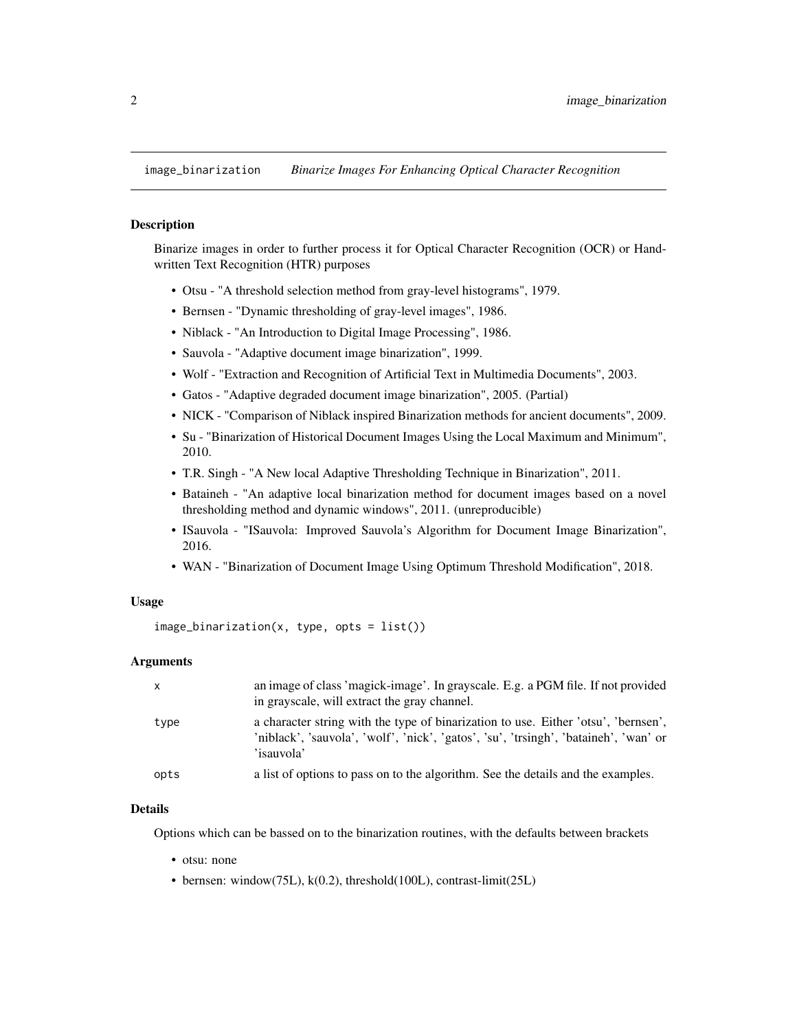## image_binarization — *Binarize Images For Enhancing Optical Character Recognition*

### Description

Binarize images in order to further process it for Optical Character Recognition (OCR) or Handwritten Text Recognition (HTR) purposes

- Otsu - "A threshold selection method from gray-level histograms", 1979.
- Bernsen - "Dynamic thresholding of gray-level images", 1986.
- Niblack - "An Introduction to Digital Image Processing", 1986.
- Sauvola - "Adaptive document image binarization", 1999.
- Wolf - "Extraction and Recognition of Artificial Text in Multimedia Documents", 2003.
- Gatos - "Adaptive degraded document image binarization", 2005. (Partial)
- NICK - "Comparison of Niblack inspired Binarization methods for ancient documents", 2009.
- Su - "Binarization of Historical Document Images Using the Local Maximum and Minimum", 2010.
- T.R. Singh - "A New local Adaptive Thresholding Technique in Binarization", 2011.
- Bataineh - "An adaptive local binarization method for document images based on a novel thresholding method and dynamic windows", 2011. (unreproducible)
- ISauvola - "ISauvola: Improved Sauvola's Algorithm for Document Image Binarization", 2016.
- WAN - "Binarization of Document Image Using Optimum Threshold Modification", 2018.

### Usage

```
image_binarization(x, type, opts = list())
```

### Arguments

| | |
|---|---|
| x | an image of class 'magick-image'. In grayscale. E.g. a PGM file. If not provided in grayscale, will extract the gray channel. |
| type | a character string with the type of binarization to use. Either 'otsu', 'bernsen', 'niblack', 'sauvola', 'wolf', 'nick', 'gatos', 'su', 'trsingh', 'bataineh', 'wan' or 'isauvola' |
| opts | a list of options to pass on to the algorithm. See the details and the examples. |

### Details

Options which can be bassed on to the binarization routines, with the defaults between brackets

- otsu: none
- bernsen: window(75L), k(0.2), threshold(100L), contrast-limit(25L)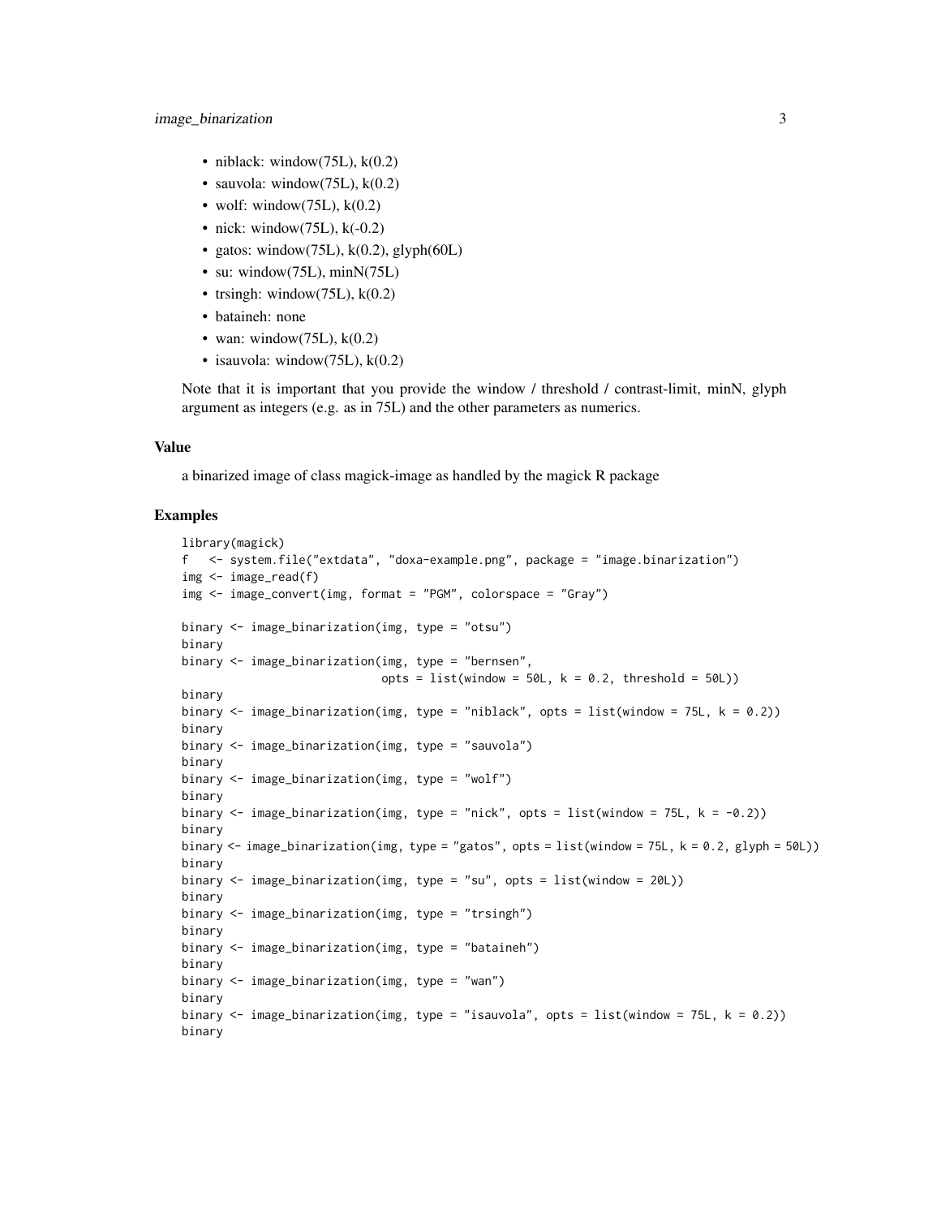- niblack: window(75L), k(0.2)
- sauvola: window(75L), k(0.2)
- wolf: window(75L), k(0.2)
- nick: window(75L), k(-0.2)
- gatos: window(75L), k(0.2), glyph(60L)
- su: window(75L), minN(75L)
- trsingh: window(75L), k(0.2)
- bataineh: none
- wan: window(75L), k(0.2)
- isauvola: window(75L), k(0.2)

Note that it is important that you provide the window / threshold / contrast-limit, minN, glyph argument as integers (e.g. as in 75L) and the other parameters as numerics.

## Value

a binarized image of class magick-image as handled by the magick R package

## Examples

```
library(magick)
f   <- system.file("extdata", "doxa-example.png", package = "image.binarization")
img <- image_read(f)
img <- image_convert(img, format = "PGM", colorspace = "Gray")

binary <- image_binarization(img, type = "otsu")
binary
binary <- image_binarization(img, type = "bernsen",
                             opts = list(window = 50L, k = 0.2, threshold = 50L))
binary
binary <- image_binarization(img, type = "niblack", opts = list(window = 75L, k = 0.2))
binary
binary <- image_binarization(img, type = "sauvola")
binary
binary <- image_binarization(img, type = "wolf")
binary
binary <- image_binarization(img, type = "nick", opts = list(window = 75L, k = -0.2))
binary
binary <- image_binarization(img, type = "gatos", opts = list(window = 75L, k = 0.2, glyph = 50L))
binary
binary <- image_binarization(img, type = "su", opts = list(window = 20L))
binary
binary <- image_binarization(img, type = "trsingh")
binary
binary <- image_binarization(img, type = "bataineh")
binary
binary <- image_binarization(img, type = "wan")
binary
binary <- image_binarization(img, type = "isauvola", opts = list(window = 75L, k = 0.2))
binary
```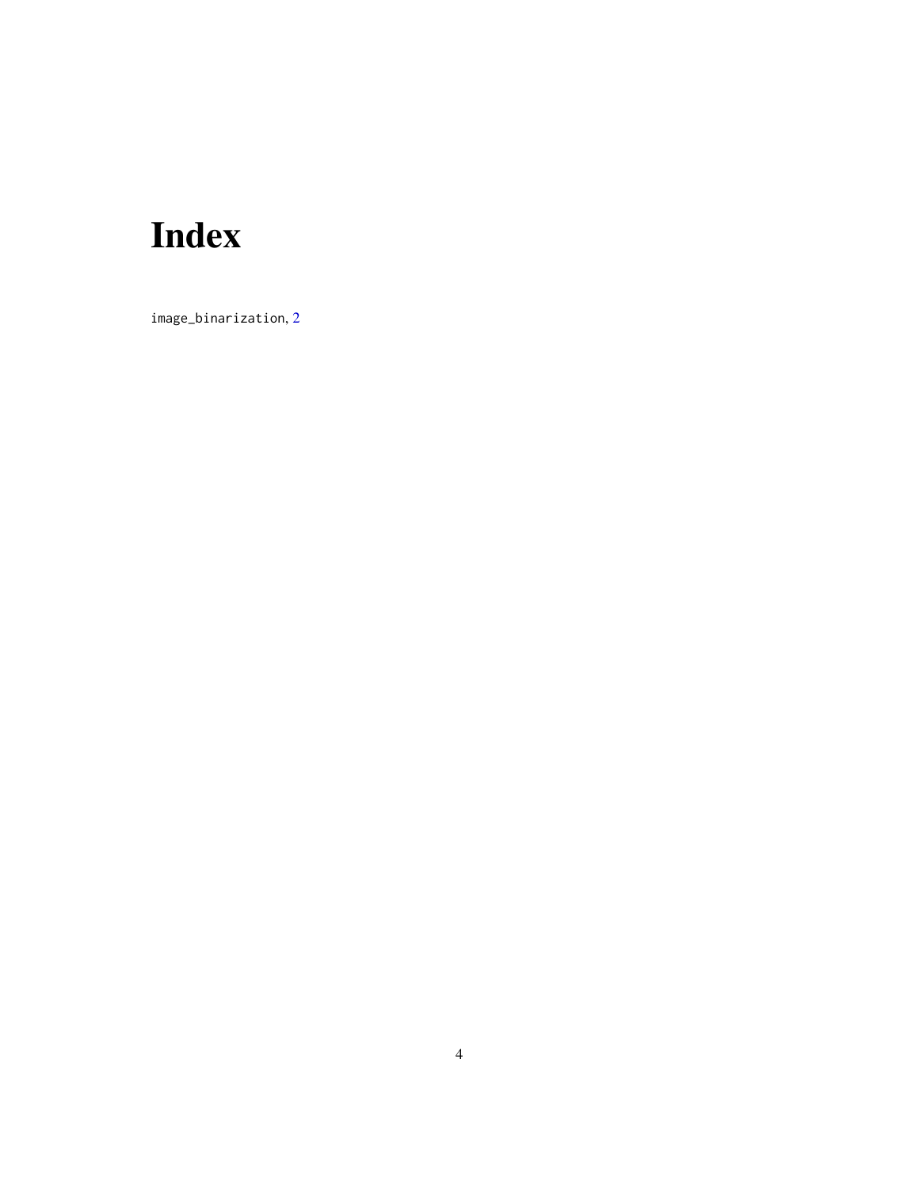# Index

image_binarization, 2